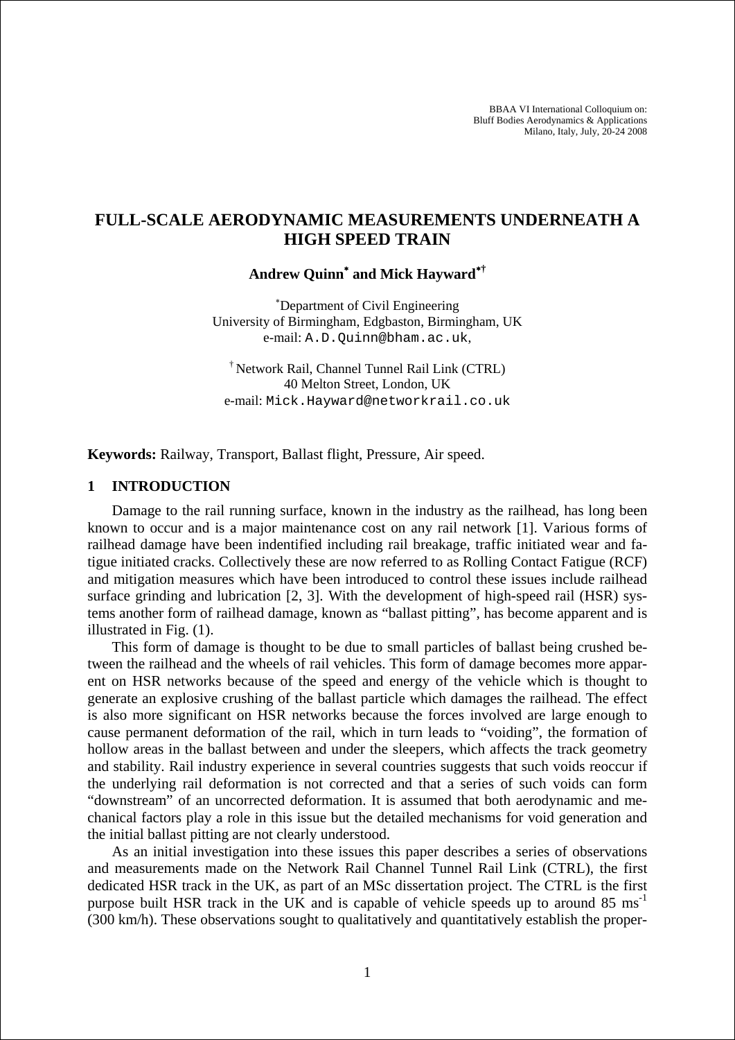# FULL-SCALE AERODYNAMIC MEASUREMENTS UNDERNEATH A HIGH SPEED TRAIN

**Andrew Quinn[*] and Mick Hayward[*†]**

[*]Department of Civil Engineering
University of Birmingham, Edgbaston, Birmingham, UK
e-mail: A.D.Quinn@bham.ac.uk,

[†] Network Rail, Channel Tunnel Rail Link (CTRL)
40 Melton Street, London, UK
e-mail: Mick.Hayward@networkrail.co.uk

**Keywords:** Railway, Transport, Ballast flight, Pressure, Air speed.

## 1 INTRODUCTION

Damage to the rail running surface, known in the industry as the railhead, has long been known to occur and is a major maintenance cost on any rail network [1]. Various forms of railhead damage have been indentified including rail breakage, traffic initiated wear and fatigue initiated cracks. Collectively these are now referred to as Rolling Contact Fatigue (RCF) and mitigation measures which have been introduced to control these issues include railhead surface grinding and lubrication [2, 3]. With the development of high-speed rail (HSR) systems another form of railhead damage, known as "ballast pitting", has become apparent and is illustrated in Fig. (1).

This form of damage is thought to be due to small particles of ballast being crushed between the railhead and the wheels of rail vehicles. This form of damage becomes more apparent on HSR networks because of the speed and energy of the vehicle which is thought to generate an explosive crushing of the ballast particle which damages the railhead. The effect is also more significant on HSR networks because the forces involved are large enough to cause permanent deformation of the rail, which in turn leads to "voiding", the formation of hollow areas in the ballast between and under the sleepers, which affects the track geometry and stability. Rail industry experience in several countries suggests that such voids reoccur if the underlying rail deformation is not corrected and that a series of such voids can form "downstream" of an uncorrected deformation. It is assumed that both aerodynamic and mechanical factors play a role in this issue but the detailed mechanisms for void generation and the initial ballast pitting are not clearly understood.

As an initial investigation into these issues this paper describes a series of observations and measurements made on the Network Rail Channel Tunnel Rail Link (CTRL), the first dedicated HSR track in the UK, as part of an MSc dissertation project. The CTRL is the first purpose built HSR track in the UK and is capable of vehicle speeds up to around 85 $ms^{-1}$ (300 km/h). These observations sought to qualitatively and quantitatively establish the proper-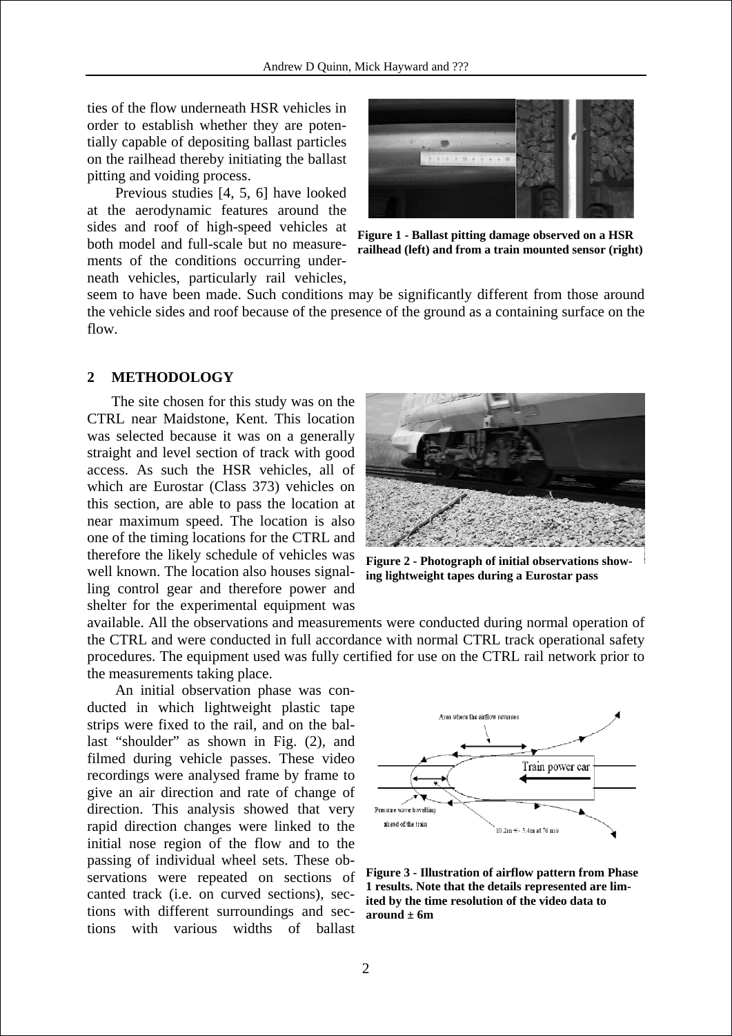ties of the flow underneath HSR vehicles in order to establish whether they are potentially capable of depositing ballast particles on the railhead thereby initiating the ballast pitting and voiding process.

Previous studies [4, 5, 6] have looked at the aerodynamic features around the sides and roof of high-speed vehicles at both model and full-scale but no measurements of the conditions occurring underneath vehicles, particularly rail vehicles, seem to have been made. Such conditions may be significantly different from those around the vehicle sides and roof because of the presence of the ground as a containing surface on the flow.

**Figure 1 - Ballast pitting damage observed on a HSR railhead (left) and from a train mounted sensor (right)**

## 2 METHODOLOGY

The site chosen for this study was on the CTRL near Maidstone, Kent. This location was selected because it was on a generally straight and level section of track with good access. As such the HSR vehicles, all of which are Eurostar (Class 373) vehicles on this section, are able to pass the location at near maximum speed. The location is also one of the timing locations for the CTRL and therefore the likely schedule of vehicles was well known. The location also houses signalling control gear and therefore power and shelter for the experimental equipment was available. All the observations and measurements were conducted during normal operation of the CTRL and were conducted in full accordance with normal CTRL track operational safety procedures. The equipment used was fully certified for use on the CTRL rail network prior to the measurements taking place.

**Figure 2 - Photograph of initial observations showing lightweight tapes during a Eurostar pass**

An initial observation phase was conducted in which lightweight plastic tape strips were fixed to the rail, and on the ballast "shoulder" as shown in Fig. (2), and filmed during vehicle passes. These video recordings were analysed frame by frame to give an air direction and rate of change of direction. This analysis showed that very rapid direction changes were linked to the initial nose region of the flow and to the passing of individual wheel sets. These observations were repeated on sections of canted track (i.e. on curved sections), sections with different surroundings and sections with various widths of ballast

**Figure 3 - Illustration of airflow pattern from Phase 1 results. Note that the details represented are limited by the time resolution of the video data to around ± 6m**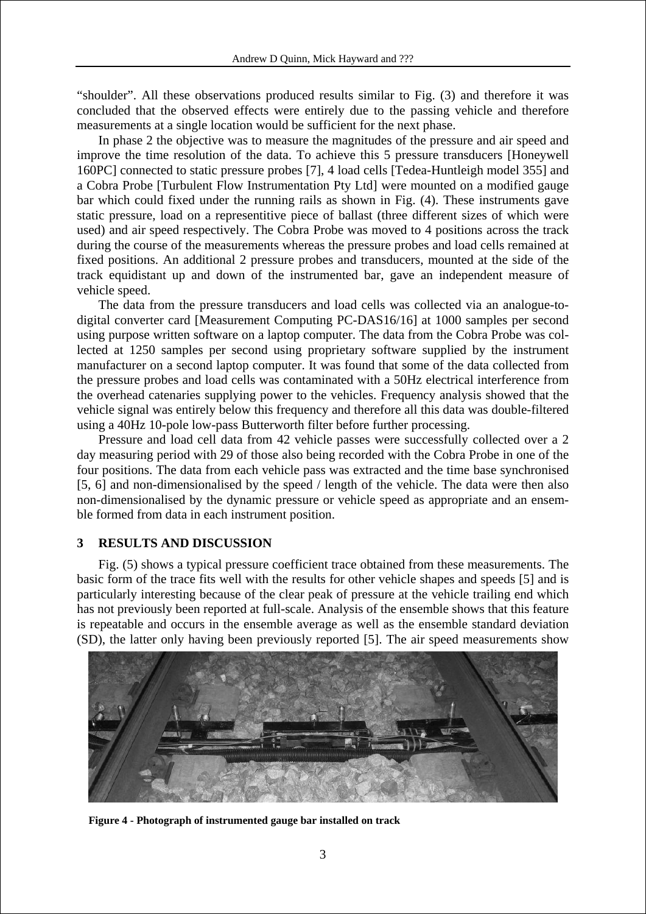"shoulder". All these observations produced results similar to Fig. (3) and therefore it was concluded that the observed effects were entirely due to the passing vehicle and therefore measurements at a single location would be sufficient for the next phase.

In phase 2 the objective was to measure the magnitudes of the pressure and air speed and improve the time resolution of the data. To achieve this 5 pressure transducers [Honeywell 160PC] connected to static pressure probes [7], 4 load cells [Tedea-Huntleigh model 355] and a Cobra Probe [Turbulent Flow Instrumentation Pty Ltd] were mounted on a modified gauge bar which could fixed under the running rails as shown in Fig. (4). These instruments gave static pressure, load on a representitive piece of ballast (three different sizes of which were used) and air speed respectively. The Cobra Probe was moved to 4 positions across the track during the course of the measurements whereas the pressure probes and load cells remained at fixed positions. An additional 2 pressure probes and transducers, mounted at the side of the track equidistant up and down of the instrumented bar, gave an independent measure of vehicle speed.

The data from the pressure transducers and load cells was collected via an analogue-to-digital converter card [Measurement Computing PC-DAS16/16] at 1000 samples per second using purpose written software on a laptop computer. The data from the Cobra Probe was collected at 1250 samples per second using proprietary software supplied by the instrument manufacturer on a second laptop computer. It was found that some of the data collected from the pressure probes and load cells was contaminated with a 50Hz electrical interference from the overhead catenaries supplying power to the vehicles. Frequency analysis showed that the vehicle signal was entirely below this frequency and therefore all this data was double-filtered using a 40Hz 10-pole low-pass Butterworth filter before further processing.

Pressure and load cell data from 42 vehicle passes were successfully collected over a 2 day measuring period with 29 of those also being recorded with the Cobra Probe in one of the four positions. The data from each vehicle pass was extracted and the time base synchronised [5, 6] and non-dimensionalised by the speed / length of the vehicle. The data were then also non-dimensionalised by the dynamic pressure or vehicle speed as appropriate and an ensemble formed from data in each instrument position.

## 3 RESULTS AND DISCUSSION

Fig. (5) shows a typical pressure coefficient trace obtained from these measurements. The basic form of the trace fits well with the results for other vehicle shapes and speeds [5] and is particularly interesting because of the clear peak of pressure at the vehicle trailing end which has not previously been reported at full-scale. Analysis of the ensemble shows that this feature is repeatable and occurs in the ensemble average as well as the ensemble standard deviation (SD), the latter only having been previously reported [5]. The air speed measurements show

**Figure 4 - Photograph of instrumented gauge bar installed on track**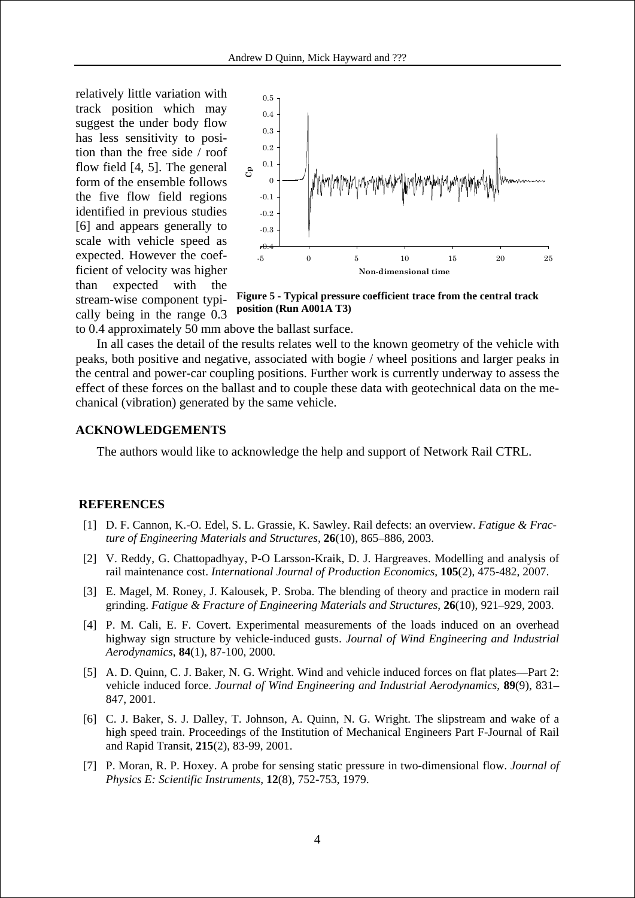relatively little variation with track position which may suggest the under body flow has less sensitivity to position than the free side / roof flow field [4, 5]. The general form of the ensemble follows the five flow field regions identified in previous studies [6] and appears generally to scale with vehicle speed as expected. However the coefficient of velocity was higher than expected with the stream-wise component typically being in the range 0.3 to 0.4 approximately 50 mm above the ballast surface.

Cp

0.5
0.4
0.3
0.2
0.1
0
-0.1
-0.2
-0.3
-0.4

-5
0
5
10
15
20
25

Non-dimensional time

**Figure 5 - Typical pressure coefficient trace from the central track position (Run A001A T3)**

In all cases the detail of the results relates well to the known geometry of the vehicle with peaks, both positive and negative, associated with bogie / wheel positions and larger peaks in the central and power-car coupling positions. Further work is currently underway to assess the effect of these forces on the ballast and to couple these data with geotechnical data on the mechanical (vibration) generated by the same vehicle.

## ACKNOWLEDGEMENTS

The authors would like to acknowledge the help and support of Network Rail CTRL.

## REFERENCES

[1] D. F. Cannon, K.-O. Edel, S. L. Grassie, K. Sawley. Rail defects: an overview. *Fatigue & Fracture of Engineering Materials and Structures*, **26**(10), 865–886, 2003.

[2] V. Reddy, G. Chattopadhyay, P-O Larsson-Kraik, D. J. Hargreaves. Modelling and analysis of rail maintenance cost. *International Journal of Production Economics*, **105**(2), 475-482, 2007.

[3] E. Magel, M. Roney, J. Kalousek, P. Sroba. The blending of theory and practice in modern rail grinding. *Fatigue & Fracture of Engineering Materials and Structures*, **26**(10), 921–929, 2003.

[4] P. M. Cali, E. F. Covert. Experimental measurements of the loads induced on an overhead highway sign structure by vehicle-induced gusts. *Journal of Wind Engineering and Industrial Aerodynamics*, **84**(1), 87-100, 2000.

[5] A. D. Quinn, C. J. Baker, N. G. Wright. Wind and vehicle induced forces on flat plates—Part 2: vehicle induced force. *Journal of Wind Engineering and Industrial Aerodynamics*, **89**(9), 831–847, 2001.

[6] C. J. Baker, S. J. Dalley, T. Johnson, A. Quinn, N. G. Wright. The slipstream and wake of a high speed train. Proceedings of the Institution of Mechanical Engineers Part F-Journal of Rail and Rapid Transit, **215**(2), 83-99, 2001.

[7] P. Moran, R. P. Hoxey. A probe for sensing static pressure in two-dimensional flow. *Journal of Physics E: Scientific Instruments*, **12**(8), 752-753, 1979.